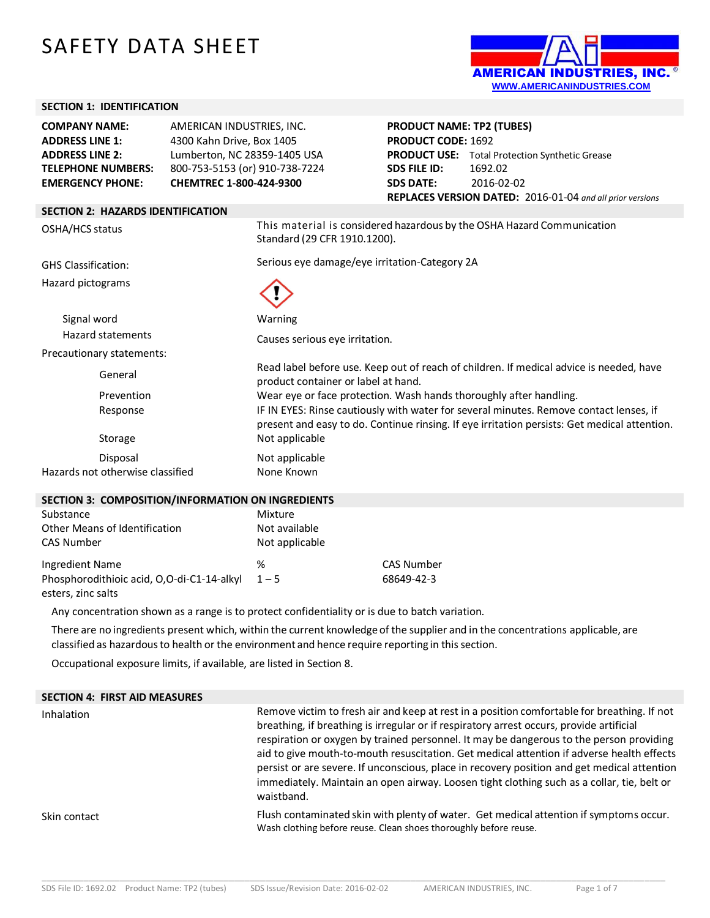# SAFETY DATA SHEET

AMERICAN INDUSTRIES, INC.®
WWW.AMERICANINDUSTRIES.COM

## SECTION 1: IDENTIFICATION

| | |
|---|---|
| **COMPANY NAME:** | AMERICAN INDUSTRIES, INC. |
| **ADDRESS LINE 1:** | 4300 Kahn Drive, Box 1405 |
| **ADDRESS LINE 2:** | Lumberton, NC 28359-1405 USA |
| **TELEPHONE NUMBERS:** | 800-753-5153 (or) 910-738-7224 |
| **EMERGENCY PHONE:** | **CHEMTREC 1-800-424-9300** |

**PRODUCT NAME: TP2 (TUBES)**
**PRODUCT CODE:** 1692
**PRODUCT USE:** Total Protection Synthetic Grease
**SDS FILE ID:** 1692.02
**SDS DATE:** 2016-02-02
**REPLACES VERSION DATED:** 2016-01-04 *and all prior versions*

## SECTION 2: HAZARDS IDENTIFICATION

| | |
|---|---|
| OSHA/HCS status | This material is considered hazardous by the OSHA Hazard Communication Standard (29 CFR 1910.1200). |
| GHS Classification: | Serious eye damage/eye irritation-Category 2A |
| Hazard pictograms | (exclamation mark pictogram) |
| Signal word | Warning |
| Hazard statements | Causes serious eye irritation. |
| Precautionary statements: | |
| General | Read label before use. Keep out of reach of children. If medical advice is needed, have product container or label at hand. |
| Prevention | Wear eye or face protection. Wash hands thoroughly after handling. |
| Response | IF IN EYES: Rinse cautiously with water for several minutes. Remove contact lenses, if present and easy to do. Continue rinsing. If eye irritation persists: Get medical attention. |
| Storage | Not applicable |
| Disposal | Not applicable |
| Hazards not otherwise classified | None Known |

## SECTION 3: COMPOSITION/INFORMATION ON INGREDIENTS

| | |
|---|---|
| Substance | Mixture |
| Other Means of Identification | Not available |
| CAS Number | Not applicable |

| Ingredient Name | % | CAS Number |
|---|---|---|
| Phosphorodithioic acid, O,O-di-C1-14-alkyl esters, zinc salts | 1 – 5 | 68649-42-3 |

Any concentration shown as a range is to protect confidentiality or is due to batch variation.

There are no ingredients present which, within the current knowledge of the supplier and in the concentrations applicable, are classified as hazardous to health or the environment and hence require reporting in this section.

Occupational exposure limits, if available, are listed in Section 8.

## SECTION 4: FIRST AID MEASURES

| | |
|---|---|
| Inhalation | Remove victim to fresh air and keep at rest in a position comfortable for breathing. If not breathing, if breathing is irregular or if respiratory arrest occurs, provide artificial respiration or oxygen by trained personnel. It may be dangerous to the person providing aid to give mouth-to-mouth resuscitation. Get medical attention if adverse health effects persist or are severe. If unconscious, place in recovery position and get medical attention immediately. Maintain an open airway. Loosen tight clothing such as a collar, tie, belt or waistband. |
| Skin contact | Flush contaminated skin with plenty of water. Get medical attention if symptoms occur. Wash clothing before reuse. Clean shoes thoroughly before reuse. |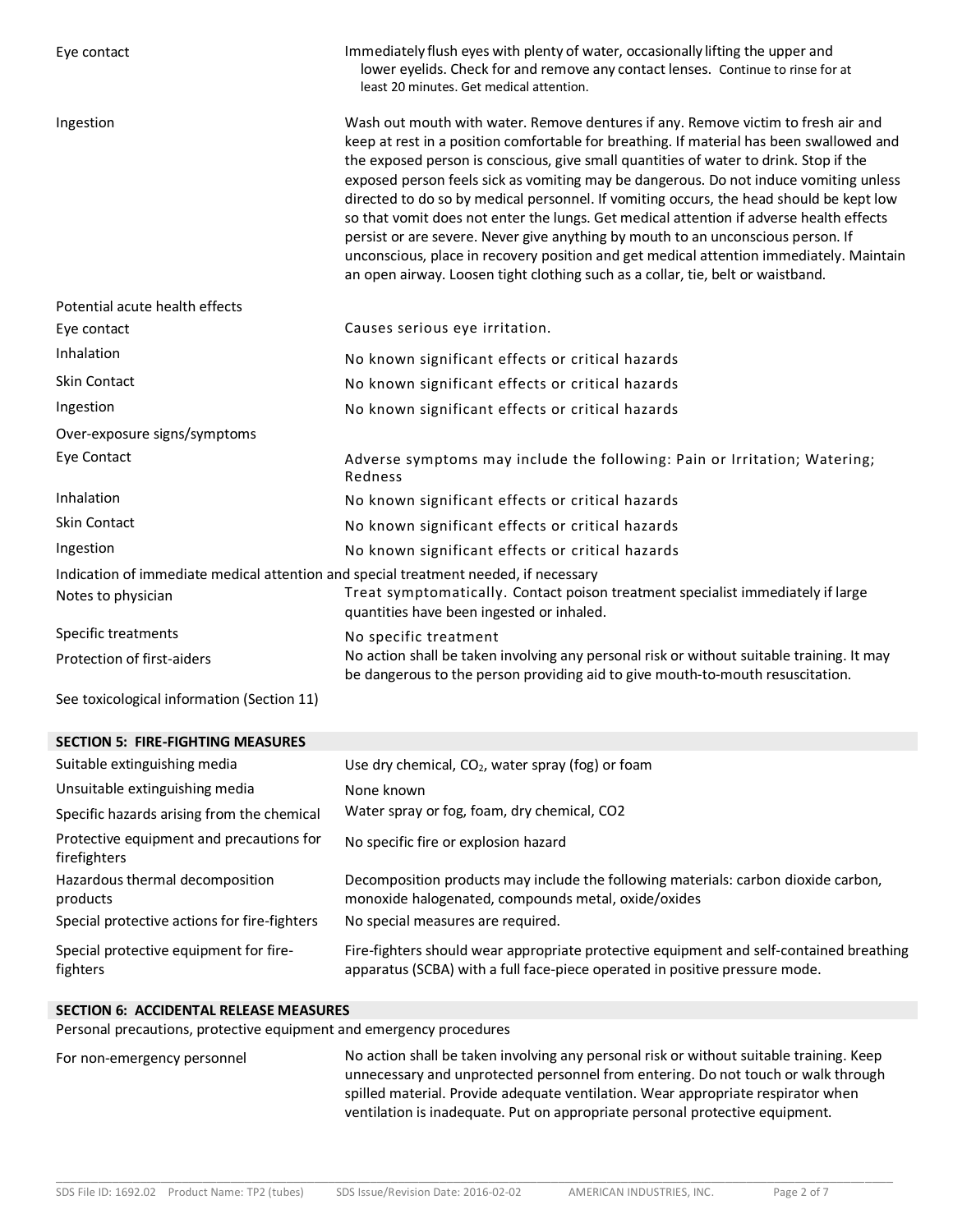| | |
|---|---|
| Eye contact | Immediately flush eyes with plenty of water, occasionally lifting the upper and lower eyelids. Check for and remove any contact lenses. Continue to rinse for at least 20 minutes. Get medical attention. |
| Ingestion | Wash out mouth with water. Remove dentures if any. Remove victim to fresh air and keep at rest in a position comfortable for breathing. If material has been swallowed and the exposed person is conscious, give small quantities of water to drink. Stop if the exposed person feels sick as vomiting may be dangerous. Do not induce vomiting unless directed to do so by medical personnel. If vomiting occurs, the head should be kept low so that vomit does not enter the lungs. Get medical attention if adverse health effects persist or are severe. Never give anything by mouth to an unconscious person. If unconscious, place in recovery position and get medical attention immediately. Maintain an open airway. Loosen tight clothing such as a collar, tie, belt or waistband. |

Potential acute health effects

| | |
|---|---|
| Eye contact | Causes serious eye irritation. |
| Inhalation | No known significant effects or critical hazards |
| Skin Contact | No known significant effects or critical hazards |
| Ingestion | No known significant effects or critical hazards |

Over-exposure signs/symptoms

| | |
|---|---|
| Eye Contact | Adverse symptoms may include the following: Pain or Irritation; Watering; Redness |
| Inhalation | No known significant effects or critical hazards |
| Skin Contact | No known significant effects or critical hazards |
| Ingestion | No known significant effects or critical hazards |

Indication of immediate medical attention and special treatment needed, if necessary

| | |
|---|---|
| Notes to physician | Treat symptomatically. Contact poison treatment specialist immediately if large quantities have been ingested or inhaled. |
| Specific treatments | No specific treatment |
| Protection of first-aiders | No action shall be taken involving any personal risk or without suitable training. It may be dangerous to the person providing aid to give mouth-to-mouth resuscitation. |

See toxicological information (Section 11)

## SECTION 5: FIRE-FIGHTING MEASURES

| | |
|---|---|
| Suitable extinguishing media | Use dry chemical, $CO_2$, water spray (fog) or foam |
| Unsuitable extinguishing media | None known |
| Specific hazards arising from the chemical | Water spray or fog, foam, dry chemical, CO2 |
| Protective equipment and precautions for firefighters | No specific fire or explosion hazard |
| Hazardous thermal decomposition products | Decomposition products may include the following materials: carbon dioxide carbon, monoxide halogenated, compounds metal, oxide/oxides |
| Special protective actions for fire-fighters | No special measures are required. |
| Special protective equipment for fire-fighters | Fire-fighters should wear appropriate protective equipment and self-contained breathing apparatus (SCBA) with a full face-piece operated in positive pressure mode. |

## SECTION 6: ACCIDENTAL RELEASE MEASURES

Personal precautions, protective equipment and emergency procedures

| | |
|---|---|
| For non-emergency personnel | No action shall be taken involving any personal risk or without suitable training. Keep unnecessary and unprotected personnel from entering. Do not touch or walk through spilled material. Provide adequate ventilation. Wear appropriate respirator when ventilation is inadequate. Put on appropriate personal protective equipment. |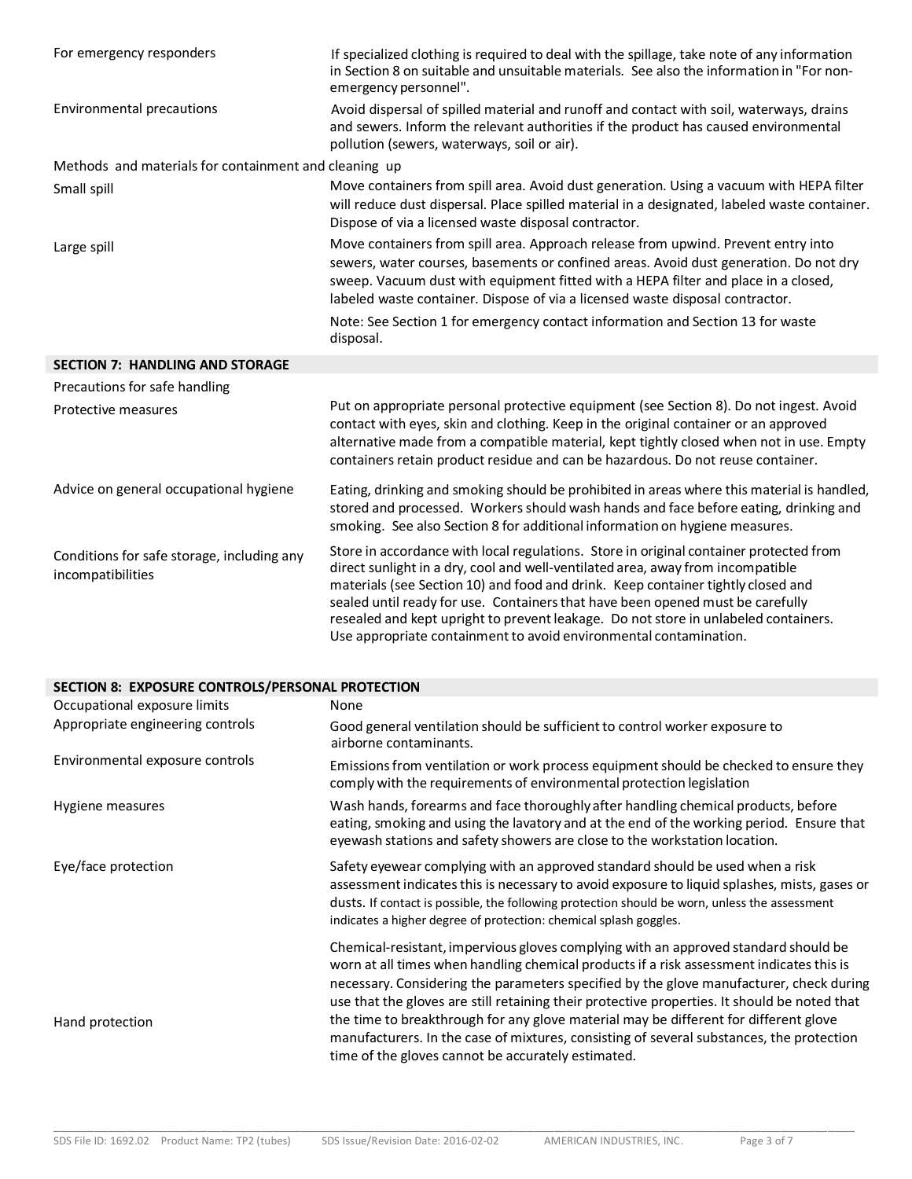| | |
|---|---|
| For emergency responders | If specialized clothing is required to deal with the spillage, take note of any information in Section 8 on suitable and unsuitable materials. See also the information in "For non-emergency personnel". |
| Environmental precautions | Avoid dispersal of spilled material and runoff and contact with soil, waterways, drains and sewers. Inform the relevant authorities if the product has caused environmental pollution (sewers, waterways, soil or air). |

Methods and materials for containment and cleaning up

| | |
|---|---|
| Small spill | Move containers from spill area. Avoid dust generation. Using a vacuum with HEPA filter will reduce dust dispersal. Place spilled material in a designated, labeled waste container. Dispose of via a licensed waste disposal contractor. |
| Large spill | Move containers from spill area. Approach release from upwind. Prevent entry into sewers, water courses, basements or confined areas. Avoid dust generation. Do not dry sweep. Vacuum dust with equipment fitted with a HEPA filter and place in a closed, labeled waste container. Dispose of via a licensed waste disposal contractor.<br><br>Note: See Section 1 for emergency contact information and Section 13 for waste disposal. |

## SECTION 7: HANDLING AND STORAGE

Precautions for safe handling

| | |
|---|---|
| Protective measures | Put on appropriate personal protective equipment (see Section 8). Do not ingest. Avoid contact with eyes, skin and clothing. Keep in the original container or an approved alternative made from a compatible material, kept tightly closed when not in use. Empty containers retain product residue and can be hazardous. Do not reuse container. |
| Advice on general occupational hygiene | Eating, drinking and smoking should be prohibited in areas where this material is handled, stored and processed. Workers should wash hands and face before eating, drinking and smoking. See also Section 8 for additional information on hygiene measures. |
| Conditions for safe storage, including any incompatibilities | Store in accordance with local regulations. Store in original container protected from direct sunlight in a dry, cool and well-ventilated area, away from incompatible materials (see Section 10) and food and drink. Keep container tightly closed and sealed until ready for use. Containers that have been opened must be carefully resealed and kept upright to prevent leakage. Do not store in unlabeled containers. Use appropriate containment to avoid environmental contamination. |

## SECTION 8: EXPOSURE CONTROLS/PERSONAL PROTECTION

| | |
|---|---|
| Occupational exposure limits | None |
| Appropriate engineering controls | Good general ventilation should be sufficient to control worker exposure to airborne contaminants. |
| Environmental exposure controls | Emissions from ventilation or work process equipment should be checked to ensure they comply with the requirements of environmental protection legislation |
| Hygiene measures | Wash hands, forearms and face thoroughly after handling chemical products, before eating, smoking and using the lavatory and at the end of the working period. Ensure that eyewash stations and safety showers are close to the workstation location. |
| Eye/face protection | Safety eyewear complying with an approved standard should be used when a risk assessment indicates this is necessary to avoid exposure to liquid splashes, mists, gases or dusts. If contact is possible, the following protection should be worn, unless the assessment indicates a higher degree of protection: chemical splash goggles. |
| Hand protection | Chemical-resistant, impervious gloves complying with an approved standard should be worn at all times when handling chemical products if a risk assessment indicates this is necessary. Considering the parameters specified by the glove manufacturer, check during use that the gloves are still retaining their protective properties. It should be noted that the time to breakthrough for any glove material may be different for different glove manufacturers. In the case of mixtures, consisting of several substances, the protection time of the gloves cannot be accurately estimated. |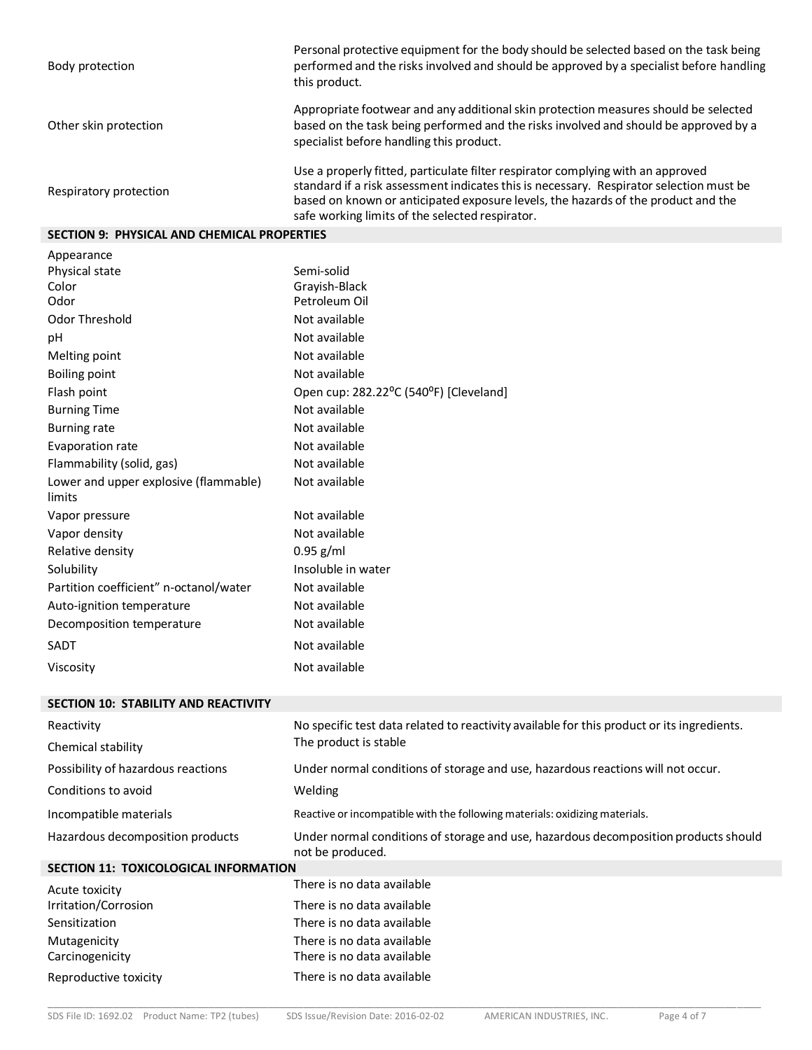| | |
|---|---|
| Body protection | Personal protective equipment for the body should be selected based on the task being performed and the risks involved and should be approved by a specialist before handling this product. |
| Other skin protection | Appropriate footwear and any additional skin protection measures should be selected based on the task being performed and the risks involved and should be approved by a specialist before handling this product. |
| Respiratory protection | Use a properly fitted, particulate filter respirator complying with an approved standard if a risk assessment indicates this is necessary. Respirator selection must be based on known or anticipated exposure levels, the hazards of the product and the safe working limits of the selected respirator. |

## SECTION 9: PHYSICAL AND CHEMICAL PROPERTIES

| | |
|---|---|
| Appearance | |
| Physical state | Semi-solid |
| Color | Grayish-Black |
| Odor | Petroleum Oil |
| Odor Threshold | Not available |
| pH | Not available |
| Melting point | Not available |
| Boiling point | Not available |
| Flash point | Open cup: 282.22°C (540°F) [Cleveland] |
| Burning Time | Not available |
| Burning rate | Not available |
| Evaporation rate | Not available |
| Flammability (solid, gas) | Not available |
| Lower and upper explosive (flammable) limits | Not available |
| Vapor pressure | Not available |
| Vapor density | Not available |
| Relative density | 0.95 g/ml |
| Solubility | Insoluble in water |
| Partition coefficient" n-octanol/water | Not available |
| Auto-ignition temperature | Not available |
| Decomposition temperature | Not available |
| SADT | Not available |
| Viscosity | Not available |

## SECTION 10: STABILITY AND REACTIVITY

| | |
|---|---|
| Reactivity | No specific test data related to reactivity available for this product or its ingredients. |
| Chemical stability | The product is stable |
| Possibility of hazardous reactions | Under normal conditions of storage and use, hazardous reactions will not occur. |
| Conditions to avoid | Welding |
| Incompatible materials | Reactive or incompatible with the following materials: oxidizing materials. |
| Hazardous decomposition products | Under normal conditions of storage and use, hazardous decomposition products should not be produced. |

## SECTION 11: TOXICOLOGICAL INFORMATION

| | |
|---|---|
| Acute toxicity | There is no data available |
| Irritation/Corrosion | There is no data available |
| Sensitization | There is no data available |
| Mutagenicity | There is no data available |
| Carcinogenicity | There is no data available |
| Reproductive toxicity | There is no data available |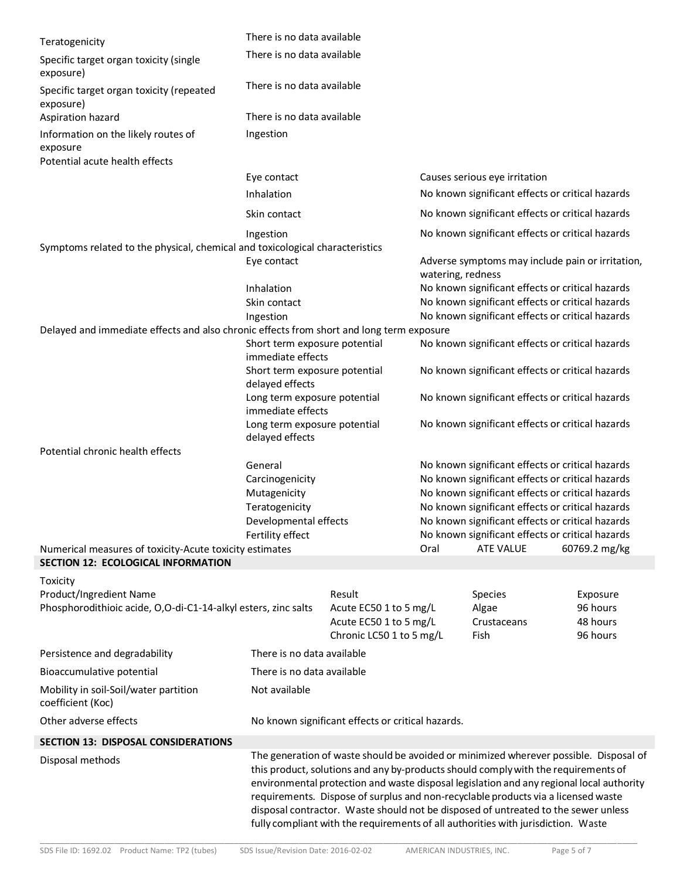| | |
|---|---|
| Teratogenicity | There is no data available |
| Specific target organ toxicity (single exposure) | There is no data available |
| Specific target organ toxicity (repeated exposure) | There is no data available |
| Aspiration hazard | There is no data available |
| Information on the likely routes of exposure | Ingestion |

Potential acute health effects

| | |
|---|---|
| Eye contact | Causes serious eye irritation |
| Inhalation | No known significant effects or critical hazards |
| Skin contact | No known significant effects or critical hazards |
| Ingestion | No known significant effects or critical hazards |

Symptoms related to the physical, chemical and toxicological characteristics

| | |
|---|---|
| Eye contact | Adverse symptoms may include pain or irritation, watering, redness |
| Inhalation | No known significant effects or critical hazards |
| Skin contact | No known significant effects or critical hazards |
| Ingestion | No known significant effects or critical hazards |

Delayed and immediate effects and also chronic effects from short and long term exposure

| | |
|---|---|
| Short term exposure potential immediate effects | No known significant effects or critical hazards |
| Short term exposure potential delayed effects | No known significant effects or critical hazards |
| Long term exposure potential immediate effects | No known significant effects or critical hazards |
| Long term exposure potential delayed effects | No known significant effects or critical hazards |

Potential chronic health effects

| | |
|---|---|
| General | No known significant effects or critical hazards |
| Carcinogenicity | No known significant effects or critical hazards |
| Mutagenicity | No known significant effects or critical hazards |
| Teratogenicity | No known significant effects or critical hazards |
| Developmental effects | No known significant effects or critical hazards |
| Fertility effect | No known significant effects or critical hazards |

Numerical measures of toxicity-Acute toxicity estimates: Oral ATE VALUE 60769.2 mg/kg

## SECTION 12: ECOLOGICAL INFORMATION

Toxicity

| Product/Ingredient Name | Result | Species | Exposure |
|---|---|---|---|
| Phosphorodithioic acide, O,O-di-C1-14-alkyl esters, zinc salts | Acute EC50 1 to 5 mg/L | Algae | 96 hours |
| | Acute EC50 1 to 5 mg/L | Crustaceans | 48 hours |
| | Chronic LC50 1 to 5 mg/L | Fish | 96 hours |

| | |
|---|---|
| Persistence and degradability | There is no data available |
| Bioaccumulative potential | There is no data available |
| Mobility in soil-Soil/water partition coefficient (Koc) | Not available |
| Other adverse effects | No known significant effects or critical hazards. |

## SECTION 13: DISPOSAL CONSIDERATIONS

Disposal methods: The generation of waste should be avoided or minimized wherever possible. Disposal of this product, solutions and any by-products should comply with the requirements of environmental protection and waste disposal legislation and any regional local authority requirements. Dispose of surplus and non-recyclable products via a licensed waste disposal contractor. Waste should not be disposed of untreated to the sewer unless fully compliant with the requirements of all authorities with jurisdiction. Waste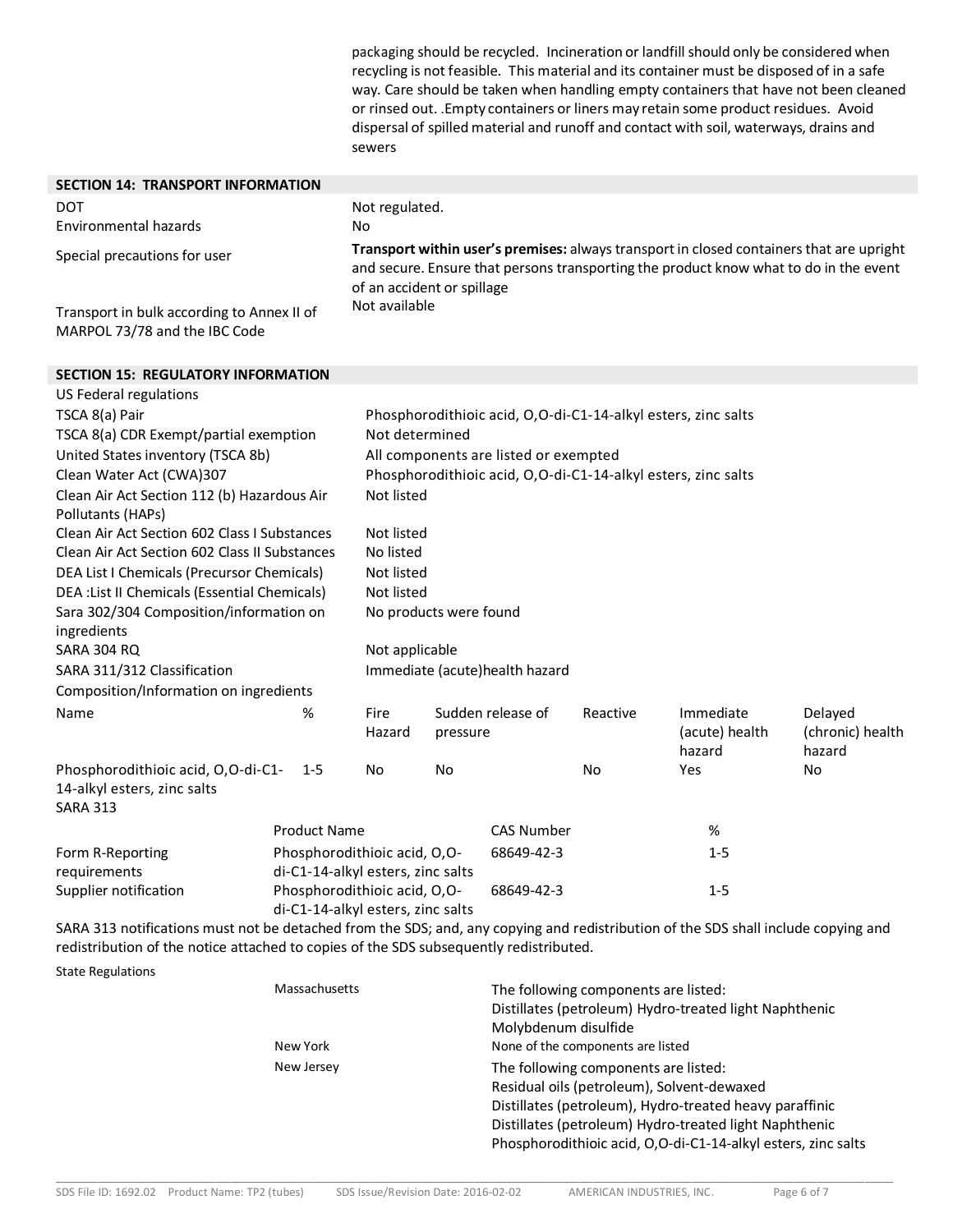packaging should be recycled. Incineration or landfill should only be considered when recycling is not feasible. This material and its container must be disposed of in a safe way. Care should be taken when handling empty containers that have not been cleaned or rinsed out. .Empty containers or liners may retain some product residues. Avoid dispersal of spilled material and runoff and contact with soil, waterways, drains and sewers

## SECTION 14: TRANSPORT INFORMATION

| | |
|---|---|
| DOT | Not regulated. |
| Environmental hazards | No |
| Special precautions for user | **Transport within user's premises:** always transport in closed containers that are upright and secure. Ensure that persons transporting the product know what to do in the event of an accident or spillage |
| Transport in bulk according to Annex II of MARPOL 73/78 and the IBC Code | Not available |

## SECTION 15: REGULATORY INFORMATION

US Federal regulations

| | |
|---|---|
| TSCA 8(a) Pair | Phosphorodithioic acid, O,O-di-C1-14-alkyl esters, zinc salts |
| TSCA 8(a) CDR Exempt/partial exemption | Not determined |
| United States inventory (TSCA 8b) | All components are listed or exempted |
| Clean Water Act (CWA)307 | Phosphorodithioic acid, O,O-di-C1-14-alkyl esters, zinc salts |
| Clean Air Act Section 112 (b) Hazardous Air Pollutants (HAPs) | Not listed |
| Clean Air Act Section 602 Class I Substances | Not listed |
| Clean Air Act Section 602 Class II Substances | No listed |
| DEA List I Chemicals (Precursor Chemicals) | Not listed |
| DEA :List II Chemicals (Essential Chemicals) | Not listed |
| Sara 302/304 Composition/information on ingredients | No products were found |
| SARA 304 RQ | Not applicable |
| SARA 311/312 Classification | Immediate (acute)health hazard |

Composition/Information on ingredients

| Name | % | Fire Hazard | Sudden release of pressure | Reactive | Immediate (acute) health hazard | Delayed (chronic) health hazard |
|---|---|---|---|---|---|---|
| Phosphorodithioic acid, O,O-di-C1-14-alkyl esters, zinc salts | 1-5 | No | No | No | Yes | No |

SARA 313

| | Product Name | CAS Number | % |
|---|---|---|---|
| Form R-Reporting requirements | Phosphorodithioic acid, O,O-di-C1-14-alkyl esters, zinc salts | 68649-42-3 | 1-5 |
| Supplier notification | Phosphorodithioic acid, O,O-di-C1-14-alkyl esters, zinc salts | 68649-42-3 | 1-5 |

SARA 313 notifications must not be detached from the SDS; and, any copying and redistribution of the SDS shall include copying and redistribution of the notice attached to copies of the SDS subsequently redistributed.

State Regulations

| | |
|---|---|
| Massachusetts | The following components are listed:<br>Distillates (petroleum) Hydro-treated light Naphthenic<br>Molybdenum disulfide |
| New York | None of the components are listed |
| New Jersey | The following components are listed:<br>Residual oils (petroleum), Solvent-dewaxed<br>Distillates (petroleum), Hydro-treated heavy paraffinic<br>Distillates (petroleum) Hydro-treated light Naphthenic<br>Phosphorodithioic acid, O,O-di-C1-14-alkyl esters, zinc salts |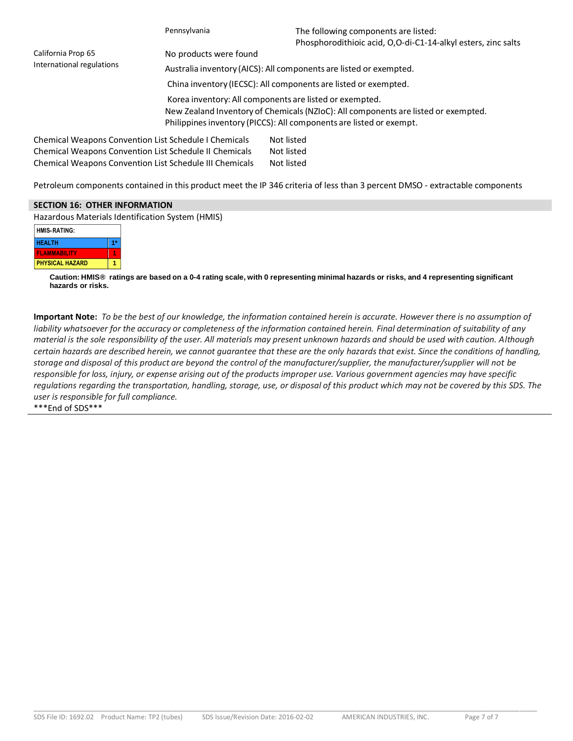| | | |
|---|---|---|
| | Pennsylvania | The following components are listed: Phosphorodithioic acid, O,O-di-C1-14-alkyl esters, zinc salts |
| California Prop 65 | No products were found | |
| International regulations | Australia inventory (AICS): All components are listed or exempted. | |
| | China inventory (IECSC): All components are listed or exempted. | |
| | Korea inventory: All components are listed or exempted. | |
| | New Zealand Inventory of Chemicals (NZIoC): All components are listed or exempted. | |
| | Philippines inventory (PICCS): All components are listed or exempt. | |

| | |
|---|---|
| Chemical Weapons Convention List Schedule I Chemicals | Not listed |
| Chemical Weapons Convention List Schedule II Chemicals | Not listed |
| Chemical Weapons Convention List Schedule III Chemicals | Not listed |

Petroleum components contained in this product meet the IP 346 criteria of less than 3 percent DMSO - extractable components

## SECTION 16: OTHER INFORMATION

Hazardous Materials Identification System (HMIS)

| HMIS® RATING: | |
|---|---|
| HEALTH | 1* |
| FLAMMABILITY | 1 |
| PHYSICAL HAZARD | 1 |

**Caution: HMIS® ratings are based on a 0-4 rating scale, with 0 representing minimal hazards or risks, and 4 representing significant hazards or risks.**

**Important Note:** *To be the best of our knowledge, the information contained herein is accurate. However there is no assumption of liability whatsoever for the accuracy or completeness of the information contained herein. Final determination of suitability of any material is the sole responsibility of the user. All materials may present unknown hazards and should be used with caution. Although certain hazards are described herein, we cannot guarantee that these are the only hazards that exist. Since the conditions of handling, storage and disposal of this product are beyond the control of the manufacturer/supplier, the manufacturer/supplier will not be responsible for loss, injury, or expense arising out of the products improper use. Various government agencies may have specific regulations regarding the transportation, handling, storage, use, or disposal of this product which may not be covered by this SDS. The user is responsible for full compliance.*

***End of SDS***